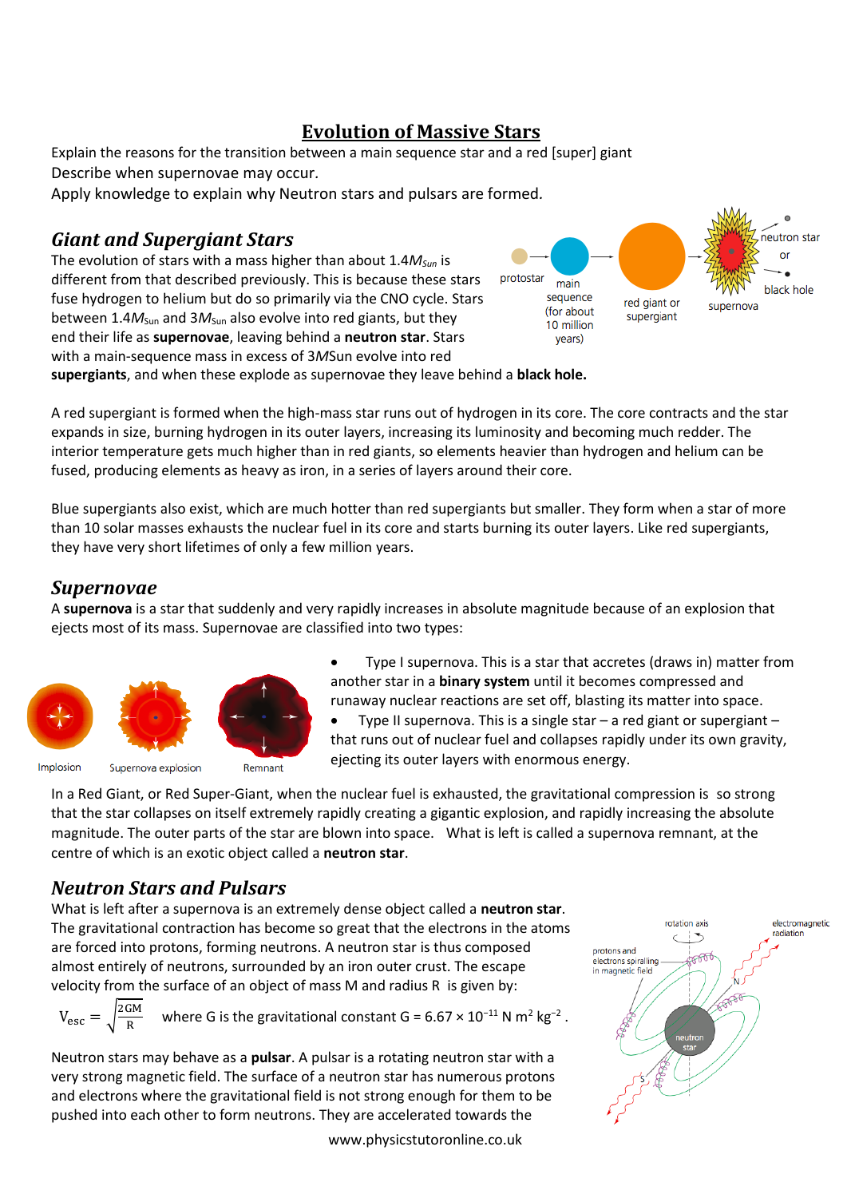# Evolution of Massive Stars

Explain the reasons for the transition between a main sequence star and a red [super] giant
Describe when supernovae may occur.
Apply knowledge to explain why Neutron stars and pulsars are formed.

## *Giant and Supergiant Stars*

The evolution of stars with a mass higher than about 1.4$M_{Sun}$ is different from that described previously. This is because these stars fuse hydrogen to helium but do so primarily via the CNO cycle. Stars between 1.4$M_{Sun}$ and 3$M_{Sun}$ also evolve into red giants, but they end their life as **supernovae**, leaving behind a **neutron star**. Stars with a main-sequence mass in excess of 3$M$Sun evolve into red **supergiants**, and when these explode as supernovae they leave behind a **black hole.**

A red supergiant is formed when the high-mass star runs out of hydrogen in its core. The core contracts and the star expands in size, burning hydrogen in its outer layers, increasing its luminosity and becoming much redder. The interior temperature gets much higher than in red giants, so elements heavier than hydrogen and helium can be fused, producing elements as heavy as iron, in a series of layers around their core.

Blue supergiants also exist, which are much hotter than red supergiants but smaller. They form when a star of more than 10 solar masses exhausts the nuclear fuel in its core and starts burning its outer layers. Like red supergiants, they have very short lifetimes of only a few million years.

## *Supernovae*

A **supernova** is a star that suddenly and very rapidly increases in absolute magnitude because of an explosion that ejects most of its mass. Supernovae are classified into two types:

- Type I supernova. This is a star that accretes (draws in) matter from another star in a **binary system** until it becomes compressed and runaway nuclear reactions are set off, blasting its matter into space.
- Type II supernova. This is a single star – a red giant or supergiant – that runs out of nuclear fuel and collapses rapidly under its own gravity, ejecting its outer layers with enormous energy.

In a Red Giant, or Red Super-Giant, when the nuclear fuel is exhausted, the gravitational compression is so strong that the star collapses on itself extremely rapidly creating a gigantic explosion, and rapidly increasing the absolute magnitude. The outer parts of the star are blown into space. What is left is called a supernova remnant, at the centre of which is an exotic object called a **neutron star**.

## *Neutron Stars and Pulsars*

What is left after a supernova is an extremely dense object called a **neutron star**. The gravitational contraction has become so great that the electrons in the atoms are forced into protons, forming neutrons. A neutron star is thus composed almost entirely of neutrons, surrounded by an iron outer crust. The escape velocity from the surface of an object of mass M and radius R is given by:

$$V_{esc} = \sqrt{\frac{2GM}{R}}$$ where G is the gravitational constant $G = 6.67 \times 10^{-11}$ N m$^2$ kg$^{-2}$ .

Neutron stars may behave as a **pulsar**. A pulsar is a rotating neutron star with a very strong magnetic field. The surface of a neutron star has numerous protons and electrons where the gravitational field is not strong enough for them to be pushed into each other to form neutrons. They are accelerated towards the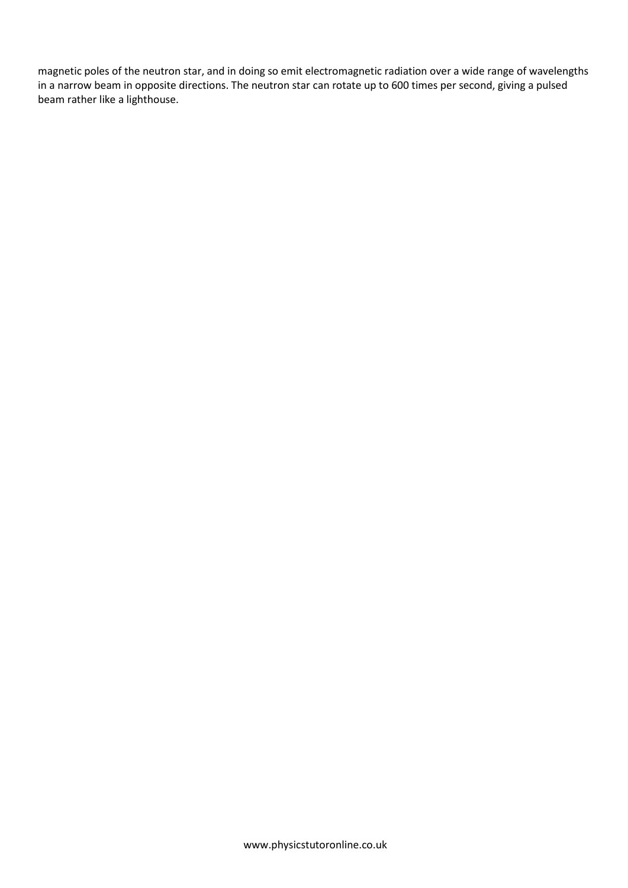magnetic poles of the neutron star, and in doing so emit electromagnetic radiation over a wide range of wavelengths in a narrow beam in opposite directions. The neutron star can rotate up to 600 times per second, giving a pulsed beam rather like a lighthouse.